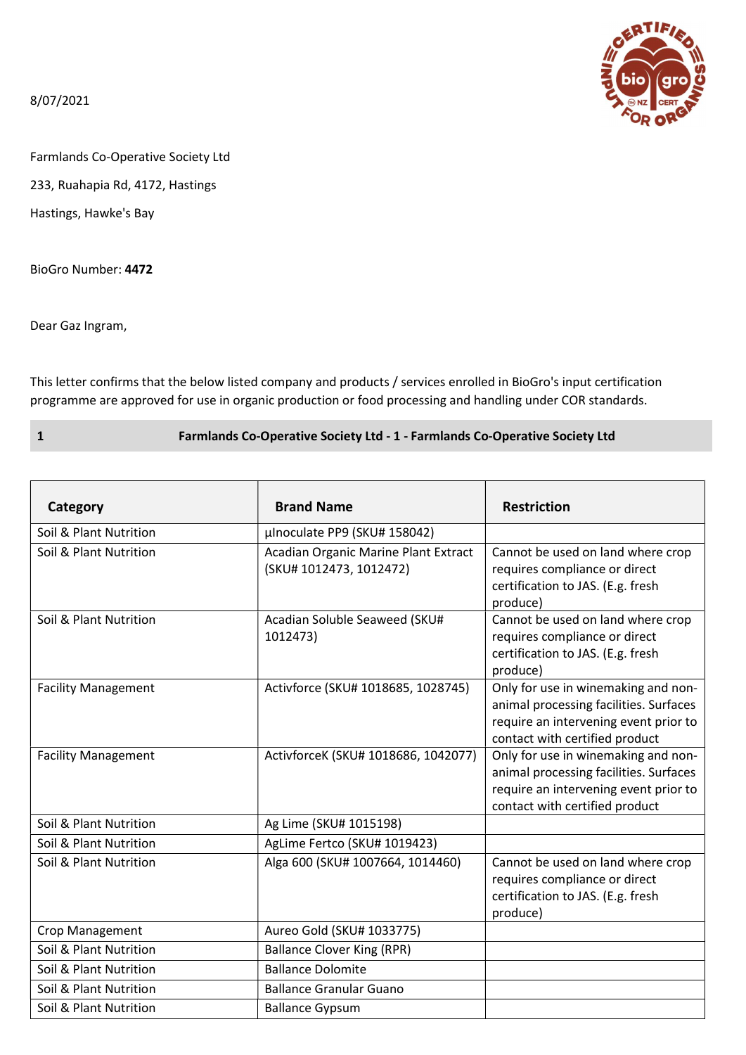8/07/2021

Farmlands Co-Operative Society Ltd

233, Ruahapia Rd, 4172, Hastings

Hastings, Hawke's Bay

BioGro Number: **4472**

Dear Gaz Ingram,

This letter confirms that the below listed company and products / services enrolled in BioGro's input certification programme are approved for use in organic production or food processing and handling under COR standards.

**1 Farmlands Co-Operative Society Ltd - 1 - Farmlands Co-Operative Society Ltd**

| Category | Brand Name | Restriction |
|---|---|---|
| Soil & Plant Nutrition | µInoculate PP9 (SKU# 158042) | |
| Soil & Plant Nutrition | Acadian Organic Marine Plant Extract (SKU# 1012473, 1012472) | Cannot be used on land where crop requires compliance or direct certification to JAS. (E.g. fresh produce) |
| Soil & Plant Nutrition | Acadian Soluble Seaweed (SKU# 1012473) | Cannot be used on land where crop requires compliance or direct certification to JAS. (E.g. fresh produce) |
| Facility Management | Activforce (SKU# 1018685, 1028745) | Only for use in winemaking and non-animal processing facilities. Surfaces require an intervening event prior to contact with certified product |
| Facility Management | ActivforceK (SKU# 1018686, 1042077) | Only for use in winemaking and non-animal processing facilities. Surfaces require an intervening event prior to contact with certified product |
| Soil & Plant Nutrition | Ag Lime (SKU# 1015198) | |
| Soil & Plant Nutrition | AgLime Fertco (SKU# 1019423) | |
| Soil & Plant Nutrition | Alga 600 (SKU# 1007664, 1014460) | Cannot be used on land where crop requires compliance or direct certification to JAS. (E.g. fresh produce) |
| Crop Management | Aureo Gold (SKU# 1033775) | |
| Soil & Plant Nutrition | Ballance Clover King (RPR) | |
| Soil & Plant Nutrition | Ballance Dolomite | |
| Soil & Plant Nutrition | Ballance Granular Guano | |
| Soil & Plant Nutrition | Ballance Gypsum | |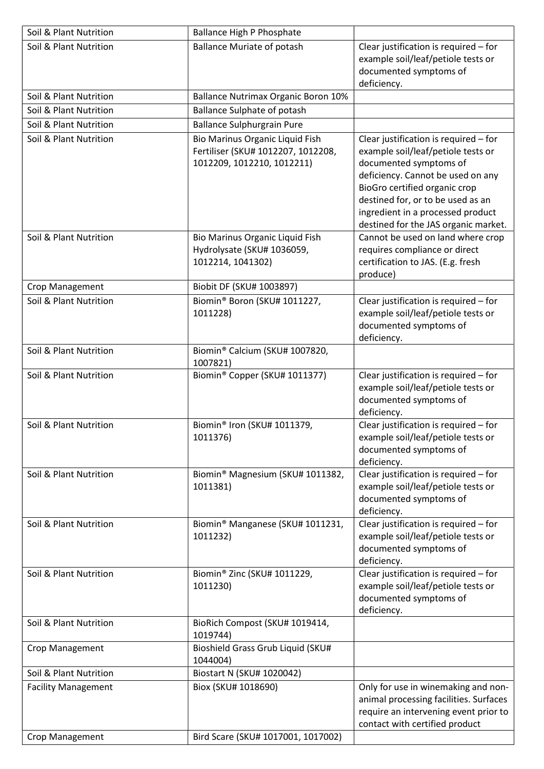| Soil & Plant Nutrition | Ballance High P Phosphate | |
|---|---|---|
| Soil & Plant Nutrition | Ballance Muriate of potash | Clear justification is required – for example soil/leaf/petiole tests or documented symptoms of deficiency. |
| Soil & Plant Nutrition | Ballance Nutrimax Organic Boron 10% | |
| Soil & Plant Nutrition | Ballance Sulphate of potash | |
| Soil & Plant Nutrition | Ballance Sulphurgrain Pure | |
| Soil & Plant Nutrition | Bio Marinus Organic Liquid Fish Fertiliser (SKU# 1012207, 1012208, 1012209, 1012210, 1012211) | Clear justification is required – for example soil/leaf/petiole tests or documented symptoms of deficiency. Cannot be used on any BioGro certified organic crop destined for, or to be used as an ingredient in a processed product destined for the JAS organic market. |
| Soil & Plant Nutrition | Bio Marinus Organic Liquid Fish Hydrolysate (SKU# 1036059, 1012214, 1041302) | Cannot be used on land where crop requires compliance or direct certification to JAS. (E.g. fresh produce) |
| Crop Management | Biobit DF (SKU# 1003897) | |
| Soil & Plant Nutrition | Biomin® Boron (SKU# 1011227, 1011228) | Clear justification is required – for example soil/leaf/petiole tests or documented symptoms of deficiency. |
| Soil & Plant Nutrition | Biomin® Calcium (SKU# 1007820, 1007821) | |
| Soil & Plant Nutrition | Biomin® Copper (SKU# 1011377) | Clear justification is required – for example soil/leaf/petiole tests or documented symptoms of deficiency. |
| Soil & Plant Nutrition | Biomin® Iron (SKU# 1011379, 1011376) | Clear justification is required – for example soil/leaf/petiole tests or documented symptoms of deficiency. |
| Soil & Plant Nutrition | Biomin® Magnesium (SKU# 1011382, 1011381) | Clear justification is required – for example soil/leaf/petiole tests or documented symptoms of deficiency. |
| Soil & Plant Nutrition | Biomin® Manganese (SKU# 1011231, 1011232) | Clear justification is required – for example soil/leaf/petiole tests or documented symptoms of deficiency. |
| Soil & Plant Nutrition | Biomin® Zinc (SKU# 1011229, 1011230) | Clear justification is required – for example soil/leaf/petiole tests or documented symptoms of deficiency. |
| Soil & Plant Nutrition | BioRich Compost (SKU# 1019414, 1019744) | |
| Crop Management | Bioshield Grass Grub Liquid (SKU# 1044004) | |
| Soil & Plant Nutrition | Biostart N (SKU# 1020042) | |
| Facility Management | Biox (SKU# 1018690) | Only for use in winemaking and non-animal processing facilities. Surfaces require an intervening event prior to contact with certified product |
| Crop Management | Bird Scare (SKU# 1017001, 1017002) | |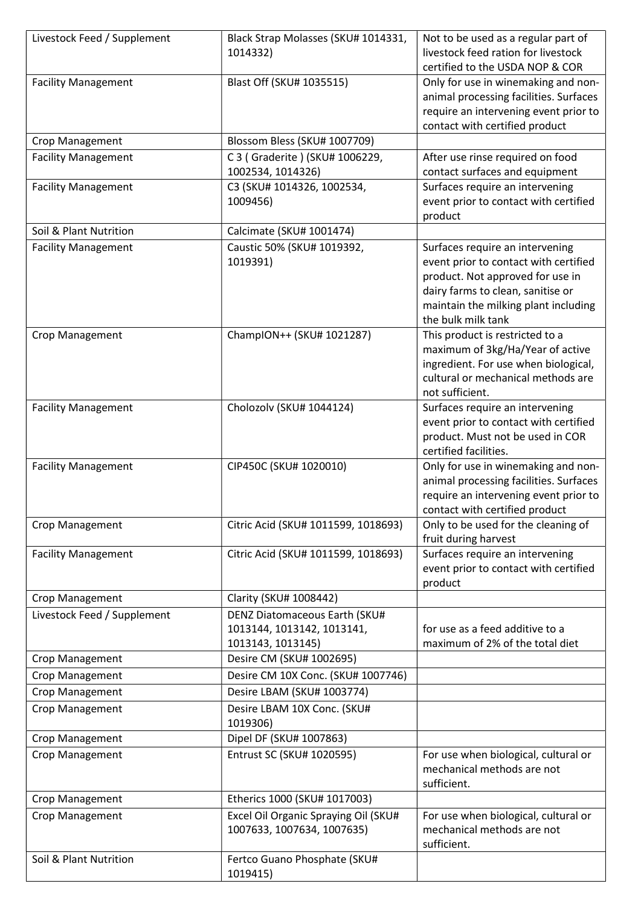| Livestock Feed / Supplement | Black Strap Molasses (SKU# 1014331, 1014332) | Not to be used as a regular part of livestock feed ration for livestock certified to the USDA NOP & COR |
|---|---|---|
| Facility Management | Blast Off (SKU# 1035515) | Only for use in winemaking and non-animal processing facilities. Surfaces require an intervening event prior to contact with certified product |
| Crop Management | Blossom Bless (SKU# 1007709) | |
| Facility Management | C 3 ( Graderite ) (SKU# 1006229, 1002534, 1014326) | After use rinse required on food contact surfaces and equipment |
| Facility Management | C3 (SKU# 1014326, 1002534, 1009456) | Surfaces require an intervening event prior to contact with certified product |
| Soil & Plant Nutrition | Calcimate (SKU# 1001474) | |
| Facility Management | Caustic 50% (SKU# 1019392, 1019391) | Surfaces require an intervening event prior to contact with certified product. Not approved for use in dairy farms to clean, sanitise or maintain the milking plant including the bulk milk tank |
| Crop Management | ChampION++ (SKU# 1021287) | This product is restricted to a maximum of 3kg/Ha/Year of active ingredient. For use when biological, cultural or mechanical methods are not sufficient. |
| Facility Management | Cholozolv (SKU# 1044124) | Surfaces require an intervening event prior to contact with certified product. Must not be used in COR certified facilities. |
| Facility Management | CIP450C (SKU# 1020010) | Only for use in winemaking and non-animal processing facilities. Surfaces require an intervening event prior to contact with certified product |
| Crop Management | Citric Acid (SKU# 1011599, 1018693) | Only to be used for the cleaning of fruit during harvest |
| Facility Management | Citric Acid (SKU# 1011599, 1018693) | Surfaces require an intervening event prior to contact with certified product |
| Crop Management | Clarity (SKU# 1008442) | |
| Livestock Feed / Supplement | DENZ Diatomaceous Earth (SKU# 1013144, 1013142, 1013141, 1013143, 1013145) | for use as a feed additive to a maximum of 2% of the total diet |
| Crop Management | Desire CM (SKU# 1002695) | |
| Crop Management | Desire CM 10X Conc. (SKU# 1007746) | |
| Crop Management | Desire LBAM (SKU# 1003774) | |
| Crop Management | Desire LBAM 10X Conc. (SKU# 1019306) | |
| Crop Management | Dipel DF (SKU# 1007863) | |
| Crop Management | Entrust SC (SKU# 1020595) | For use when biological, cultural or mechanical methods are not sufficient. |
| Crop Management | Etherics 1000 (SKU# 1017003) | |
| Crop Management | Excel Oil Organic Spraying Oil (SKU# 1007633, 1007634, 1007635) | For use when biological, cultural or mechanical methods are not sufficient. |
| Soil & Plant Nutrition | Fertco Guano Phosphate (SKU# 1019415) | |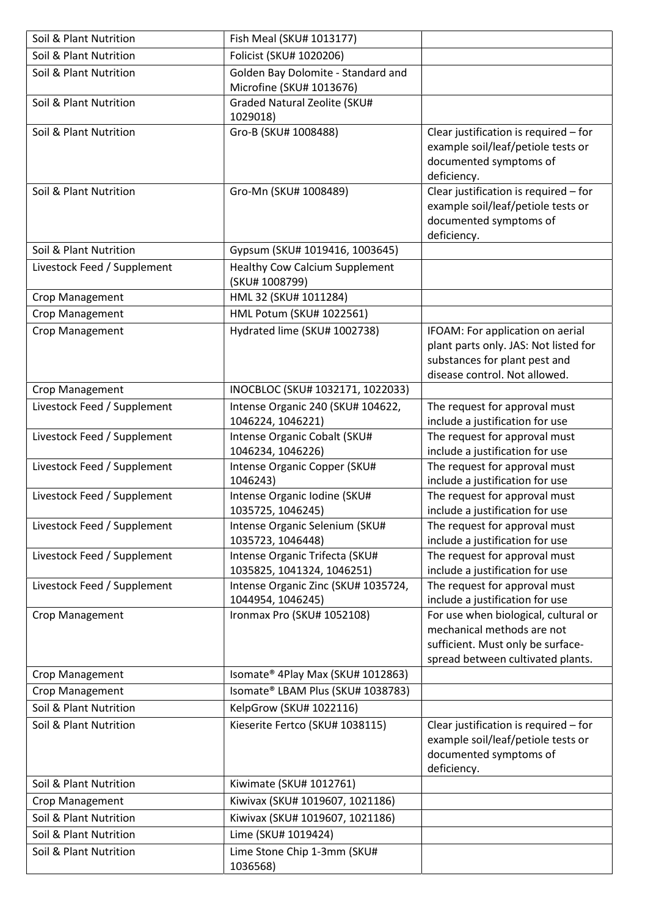| | | |
|---|---|---|
| Soil & Plant Nutrition | Fish Meal (SKU# 1013177) | |
| Soil & Plant Nutrition | Folicist (SKU# 1020206) | |
| Soil & Plant Nutrition | Golden Bay Dolomite - Standard and Microfine (SKU# 1013676) | |
| Soil & Plant Nutrition | Graded Natural Zeolite (SKU# 1029018) | |
| Soil & Plant Nutrition | Gro-B (SKU# 1008488) | Clear justification is required – for example soil/leaf/petiole tests or documented symptoms of deficiency. |
| Soil & Plant Nutrition | Gro-Mn (SKU# 1008489) | Clear justification is required – for example soil/leaf/petiole tests or documented symptoms of deficiency. |
| Soil & Plant Nutrition | Gypsum (SKU# 1019416, 1003645) | |
| Livestock Feed / Supplement | Healthy Cow Calcium Supplement (SKU# 1008799) | |
| Crop Management | HML 32 (SKU# 1011284) | |
| Crop Management | HML Potum (SKU# 1022561) | |
| Crop Management | Hydrated lime (SKU# 1002738) | IFOAM: For application on aerial plant parts only. JAS: Not listed for substances for plant pest and disease control. Not allowed. |
| Crop Management | INOCBLOC (SKU# 1032171, 1022033) | |
| Livestock Feed / Supplement | Intense Organic 240 (SKU# 104622, 1046224, 1046221) | The request for approval must include a justification for use |
| Livestock Feed / Supplement | Intense Organic Cobalt (SKU# 1046234, 1046226) | The request for approval must include a justification for use |
| Livestock Feed / Supplement | Intense Organic Copper (SKU# 1046243) | The request for approval must include a justification for use |
| Livestock Feed / Supplement | Intense Organic Iodine (SKU# 1035725, 1046245) | The request for approval must include a justification for use |
| Livestock Feed / Supplement | Intense Organic Selenium (SKU# 1035723, 1046448) | The request for approval must include a justification for use |
| Livestock Feed / Supplement | Intense Organic Trifecta (SKU# 1035825, 1041324, 1046251) | The request for approval must include a justification for use |
| Livestock Feed / Supplement | Intense Organic Zinc (SKU# 1035724, 1044954, 1046245) | The request for approval must include a justification for use |
| Crop Management | Ironmax Pro (SKU# 1052108) | For use when biological, cultural or mechanical methods are not sufficient. Must only be surface-spread between cultivated plants. |
| Crop Management | Isomate® 4Play Max (SKU# 1012863) | |
| Crop Management | Isomate® LBAM Plus (SKU# 1038783) | |
| Soil & Plant Nutrition | KelpGrow (SKU# 1022116) | |
| Soil & Plant Nutrition | Kieserite Fertco (SKU# 1038115) | Clear justification is required – for example soil/leaf/petiole tests or documented symptoms of deficiency. |
| Soil & Plant Nutrition | Kiwimate (SKU# 1012761) | |
| Crop Management | Kiwivax (SKU# 1019607, 1021186) | |
| Soil & Plant Nutrition | Kiwivax (SKU# 1019607, 1021186) | |
| Soil & Plant Nutrition | Lime (SKU# 1019424) | |
| Soil & Plant Nutrition | Lime Stone Chip 1-3mm (SKU# 1036568) | |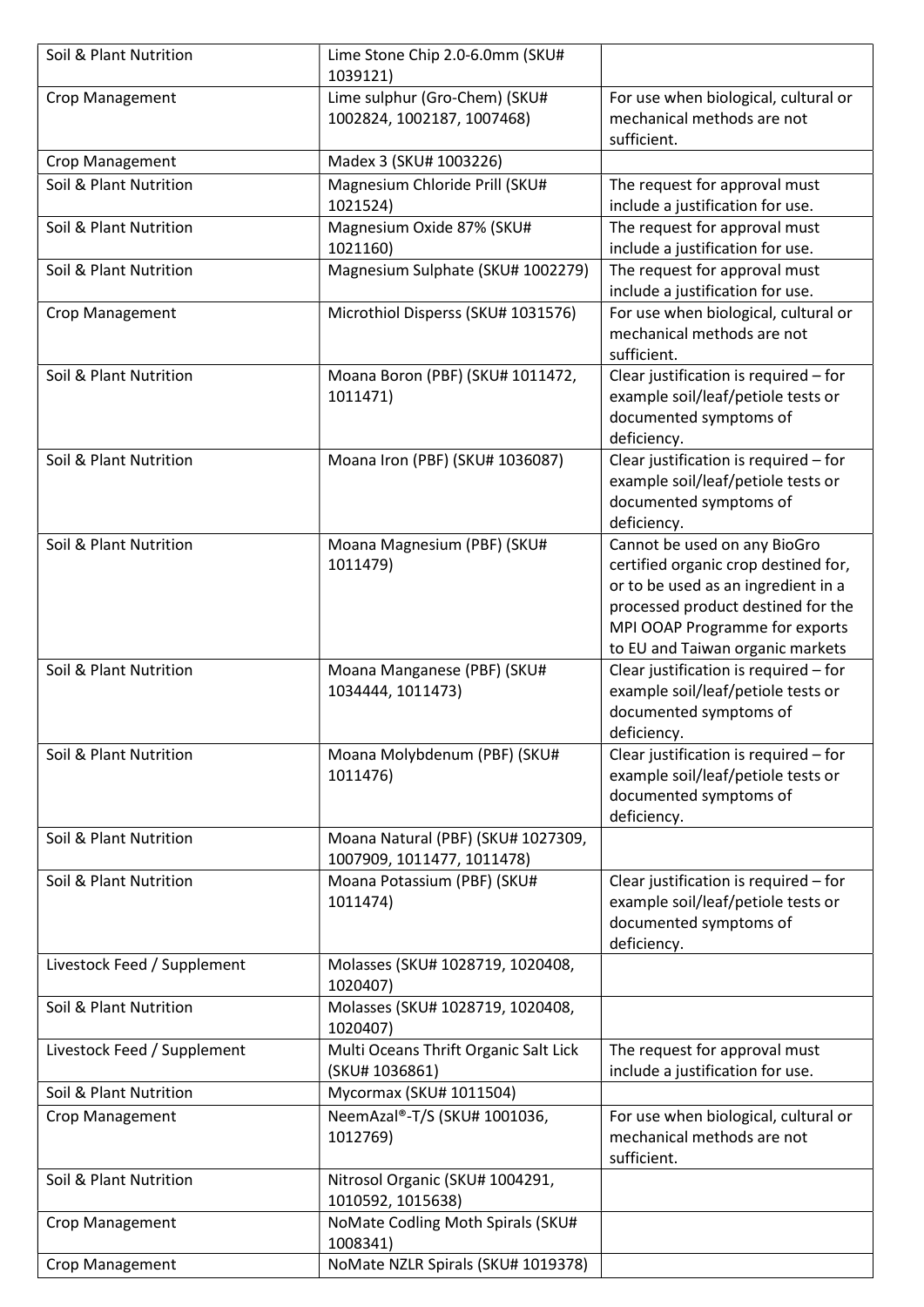| Soil & Plant Nutrition | Lime Stone Chip 2.0-6.0mm (SKU# 1039121) | |
|---|---|---|
| Crop Management | Lime sulphur (Gro-Chem) (SKU# 1002824, 1002187, 1007468) | For use when biological, cultural or mechanical methods are not sufficient. |
| Crop Management | Madex 3 (SKU# 1003226) | |
| Soil & Plant Nutrition | Magnesium Chloride Prill (SKU# 1021524) | The request for approval must include a justification for use. |
| Soil & Plant Nutrition | Magnesium Oxide 87% (SKU# 1021160) | The request for approval must include a justification for use. |
| Soil & Plant Nutrition | Magnesium Sulphate (SKU# 1002279) | The request for approval must include a justification for use. |
| Crop Management | Microthiol Disperss (SKU# 1031576) | For use when biological, cultural or mechanical methods are not sufficient. |
| Soil & Plant Nutrition | Moana Boron (PBF) (SKU# 1011472, 1011471) | Clear justification is required – for example soil/leaf/petiole tests or documented symptoms of deficiency. |
| Soil & Plant Nutrition | Moana Iron (PBF) (SKU# 1036087) | Clear justification is required – for example soil/leaf/petiole tests or documented symptoms of deficiency. |
| Soil & Plant Nutrition | Moana Magnesium (PBF) (SKU# 1011479) | Cannot be used on any BioGro certified organic crop destined for, or to be used as an ingredient in a processed product destined for the MPI OOAP Programme for exports to EU and Taiwan organic markets |
| Soil & Plant Nutrition | Moana Manganese (PBF) (SKU# 1034444, 1011473) | Clear justification is required – for example soil/leaf/petiole tests or documented symptoms of deficiency. |
| Soil & Plant Nutrition | Moana Molybdenum (PBF) (SKU# 1011476) | Clear justification is required – for example soil/leaf/petiole tests or documented symptoms of deficiency. |
| Soil & Plant Nutrition | Moana Natural (PBF) (SKU# 1027309, 1007909, 1011477, 1011478) | |
| Soil & Plant Nutrition | Moana Potassium (PBF) (SKU# 1011474) | Clear justification is required – for example soil/leaf/petiole tests or documented symptoms of deficiency. |
| Livestock Feed / Supplement | Molasses (SKU# 1028719, 1020408, 1020407) | |
| Soil & Plant Nutrition | Molasses (SKU# 1028719, 1020408, 1020407) | |
| Livestock Feed / Supplement | Multi Oceans Thrift Organic Salt Lick (SKU# 1036861) | The request for approval must include a justification for use. |
| Soil & Plant Nutrition | Mycormax (SKU# 1011504) | |
| Crop Management | NeemAzal®-T/S (SKU# 1001036, 1012769) | For use when biological, cultural or mechanical methods are not sufficient. |
| Soil & Plant Nutrition | Nitrosol Organic (SKU# 1004291, 1010592, 1015638) | |
| Crop Management | NoMate Codling Moth Spirals (SKU# 1008341) | |
| Crop Management | NoMate NZLR Spirals (SKU# 1019378) | |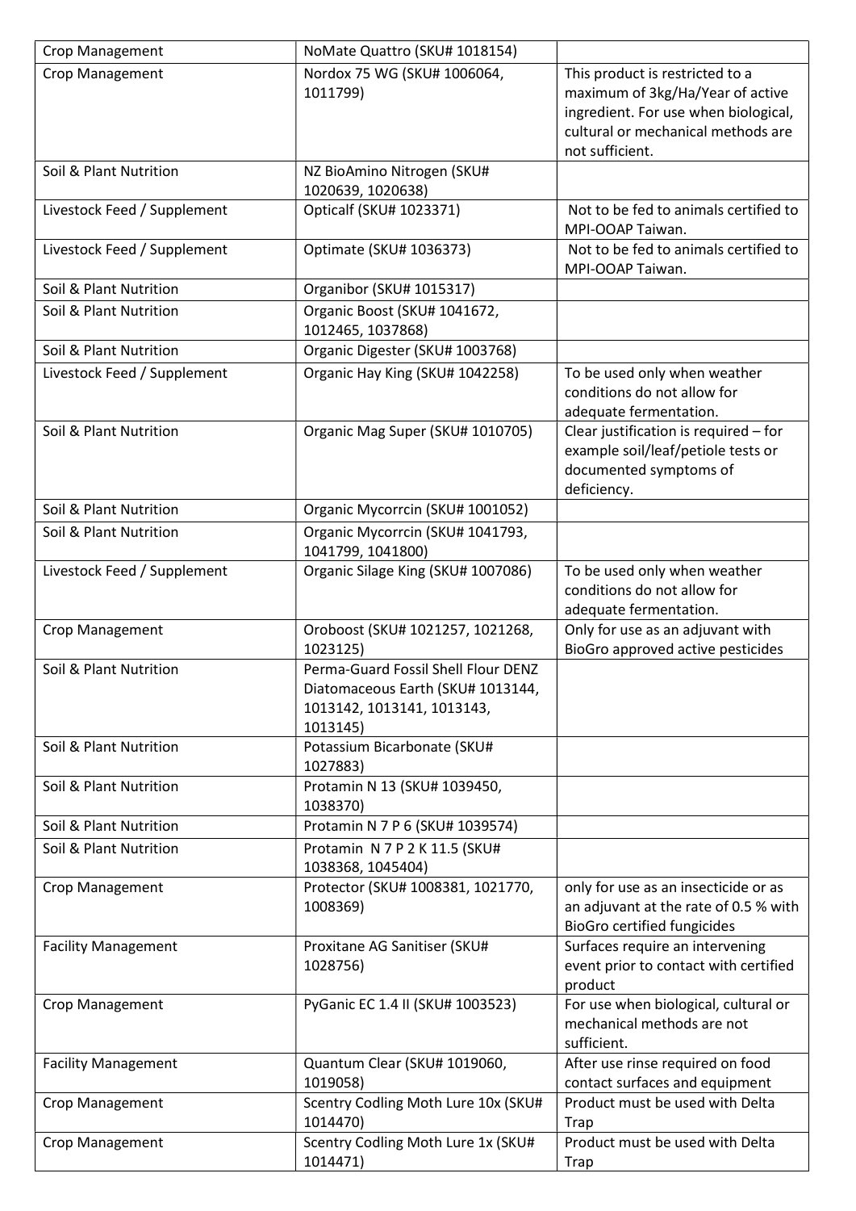| Crop Management | NoMate Quattro (SKU# 1018154) | |
|---|---|---|
| Crop Management | Nordox 75 WG (SKU# 1006064, 1011799) | This product is restricted to a maximum of 3kg/Ha/Year of active ingredient. For use when biological, cultural or mechanical methods are not sufficient. |
| Soil & Plant Nutrition | NZ BioAmino Nitrogen (SKU# 1020639, 1020638) | |
| Livestock Feed / Supplement | Opticalf (SKU# 1023371) | Not to be fed to animals certified to MPI-OOAP Taiwan. |
| Livestock Feed / Supplement | Optimate (SKU# 1036373) | Not to be fed to animals certified to MPI-OOAP Taiwan. |
| Soil & Plant Nutrition | Organibor (SKU# 1015317) | |
| Soil & Plant Nutrition | Organic Boost (SKU# 1041672, 1012465, 1037868) | |
| Soil & Plant Nutrition | Organic Digester (SKU# 1003768) | |
| Livestock Feed / Supplement | Organic Hay King (SKU# 1042258) | To be used only when weather conditions do not allow for adequate fermentation. |
| Soil & Plant Nutrition | Organic Mag Super (SKU# 1010705) | Clear justification is required – for example soil/leaf/petiole tests or documented symptoms of deficiency. |
| Soil & Plant Nutrition | Organic Mycorrcin (SKU# 1001052) | |
| Soil & Plant Nutrition | Organic Mycorrcin (SKU# 1041793, 1041799, 1041800) | |
| Livestock Feed / Supplement | Organic Silage King (SKU# 1007086) | To be used only when weather conditions do not allow for adequate fermentation. |
| Crop Management | Oroboost (SKU# 1021257, 1021268, 1023125) | Only for use as an adjuvant with BioGro approved active pesticides |
| Soil & Plant Nutrition | Perma-Guard Fossil Shell Flour DENZ Diatomaceous Earth (SKU# 1013144, 1013142, 1013141, 1013143, 1013145) | |
| Soil & Plant Nutrition | Potassium Bicarbonate (SKU# 1027883) | |
| Soil & Plant Nutrition | Protamin N 13 (SKU# 1039450, 1038370) | |
| Soil & Plant Nutrition | Protamin N 7 P 6 (SKU# 1039574) | |
| Soil & Plant Nutrition | Protamin N 7 P 2 K 11.5 (SKU# 1038368, 1045404) | |
| Crop Management | Protector (SKU# 1008381, 1021770, 1008369) | only for use as an insecticide or as an adjuvant at the rate of 0.5 % with BioGro certified fungicides |
| Facility Management | Proxitane AG Sanitiser (SKU# 1028756) | Surfaces require an intervening event prior to contact with certified product |
| Crop Management | PyGanic EC 1.4 II (SKU# 1003523) | For use when biological, cultural or mechanical methods are not sufficient. |
| Facility Management | Quantum Clear (SKU# 1019060, 1019058) | After use rinse required on food contact surfaces and equipment |
| Crop Management | Scentry Codling Moth Lure 10x (SKU# 1014470) | Product must be used with Delta Trap |
| Crop Management | Scentry Codling Moth Lure 1x (SKU# 1014471) | Product must be used with Delta Trap |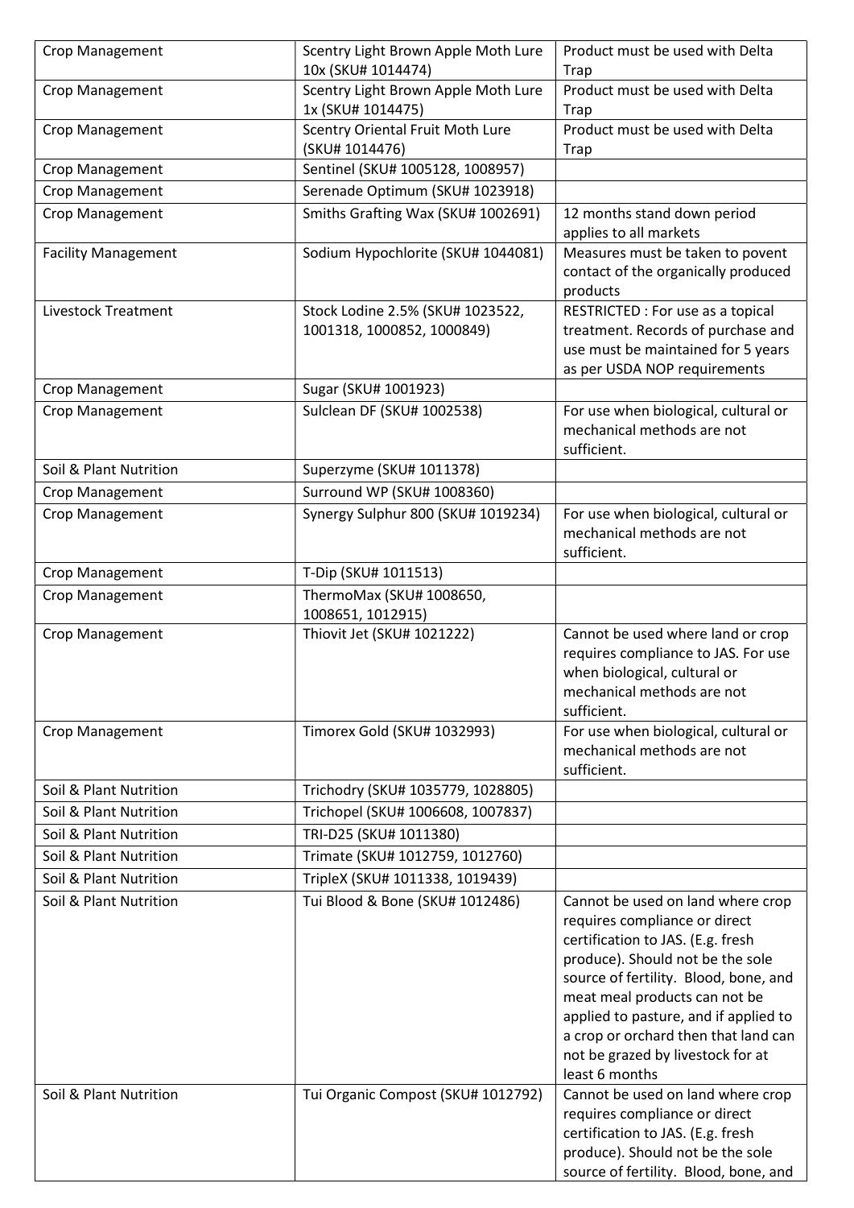| Crop Management | Scentry Light Brown Apple Moth Lure 10x (SKU# 1014474) | Product must be used with Delta Trap |
|---|---|---|
| Crop Management | Scentry Light Brown Apple Moth Lure 1x (SKU# 1014475) | Product must be used with Delta Trap |
| Crop Management | Scentry Oriental Fruit Moth Lure (SKU# 1014476) | Product must be used with Delta Trap |
| Crop Management | Sentinel (SKU# 1005128, 1008957) | |
| Crop Management | Serenade Optimum (SKU# 1023918) | |
| Crop Management | Smiths Grafting Wax (SKU# 1002691) | 12 months stand down period applies to all markets |
| Facility Management | Sodium Hypochlorite (SKU# 1044081) | Measures must be taken to povent contact of the organically produced products |
| Livestock Treatment | Stock Lodine 2.5% (SKU# 1023522, 1001318, 1000852, 1000849) | RESTRICTED : For use as a topical treatment. Records of purchase and use must be maintained for 5 years as per USDA NOP requirements |
| Crop Management | Sugar (SKU# 1001923) | |
| Crop Management | Sulclean DF (SKU# 1002538) | For use when biological, cultural or mechanical methods are not sufficient. |
| Soil & Plant Nutrition | Superzyme (SKU# 1011378) | |
| Crop Management | Surround WP (SKU# 1008360) | |
| Crop Management | Synergy Sulphur 800 (SKU# 1019234) | For use when biological, cultural or mechanical methods are not sufficient. |
| Crop Management | T-Dip (SKU# 1011513) | |
| Crop Management | ThermoMax (SKU# 1008650, 1008651, 1012915) | |
| Crop Management | Thiovit Jet (SKU# 1021222) | Cannot be used where land or crop requires compliance to JAS. For use when biological, cultural or mechanical methods are not sufficient. |
| Crop Management | Timorex Gold (SKU# 1032993) | For use when biological, cultural or mechanical methods are not sufficient. |
| Soil & Plant Nutrition | Trichodry (SKU# 1035779, 1028805) | |
| Soil & Plant Nutrition | Trichopel (SKU# 1006608, 1007837) | |
| Soil & Plant Nutrition | TRI-D25 (SKU# 1011380) | |
| Soil & Plant Nutrition | Trimate (SKU# 1012759, 1012760) | |
| Soil & Plant Nutrition | TripleX (SKU# 1011338, 1019439) | |
| Soil & Plant Nutrition | Tui Blood & Bone (SKU# 1012486) | Cannot be used on land where crop requires compliance or direct certification to JAS. (E.g. fresh produce). Should not be the sole source of fertility. Blood, bone, and meat meal products can not be applied to pasture, and if applied to a crop or orchard then that land can not be grazed by livestock for at least 6 months |
| Soil & Plant Nutrition | Tui Organic Compost (SKU# 1012792) | Cannot be used on land where crop requires compliance or direct certification to JAS. (E.g. fresh produce). Should not be the sole source of fertility. Blood, bone, and |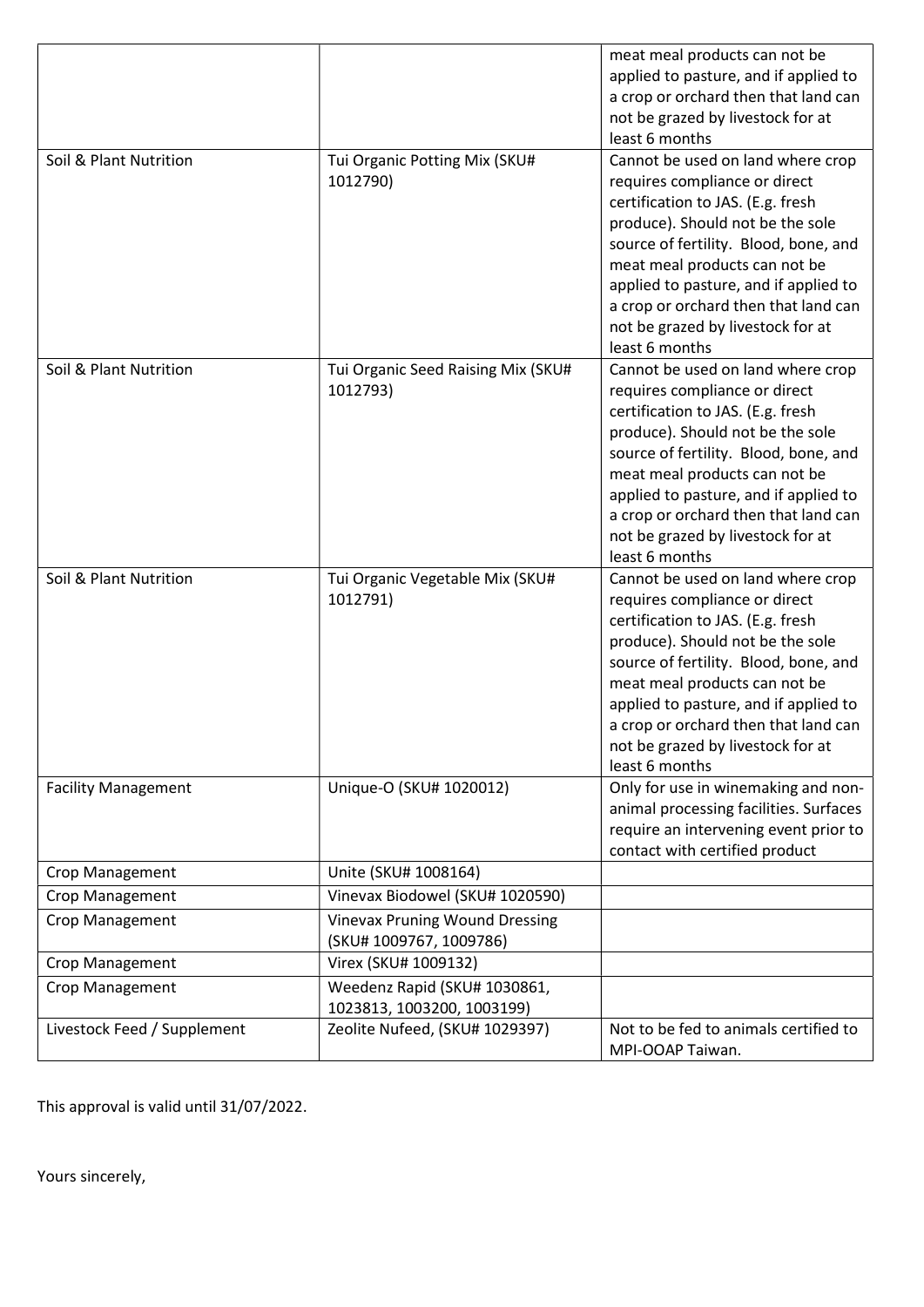| | | |
|---|---|---|
| | | meat meal products can not be applied to pasture, and if applied to a crop or orchard then that land can not be grazed by livestock for at least 6 months |
| Soil & Plant Nutrition | Tui Organic Potting Mix (SKU# 1012790) | Cannot be used on land where crop requires compliance or direct certification to JAS. (E.g. fresh produce). Should not be the sole source of fertility. Blood, bone, and meat meal products can not be applied to pasture, and if applied to a crop or orchard then that land can not be grazed by livestock for at least 6 months |
| Soil & Plant Nutrition | Tui Organic Seed Raising Mix (SKU# 1012793) | Cannot be used on land where crop requires compliance or direct certification to JAS. (E.g. fresh produce). Should not be the sole source of fertility. Blood, bone, and meat meal products can not be applied to pasture, and if applied to a crop or orchard then that land can not be grazed by livestock for at least 6 months |
| Soil & Plant Nutrition | Tui Organic Vegetable Mix (SKU# 1012791) | Cannot be used on land where crop requires compliance or direct certification to JAS. (E.g. fresh produce). Should not be the sole source of fertility. Blood, bone, and meat meal products can not be applied to pasture, and if applied to a crop or orchard then that land can not be grazed by livestock for at least 6 months |
| Facility Management | Unique-O (SKU# 1020012) | Only for use in winemaking and non-animal processing facilities. Surfaces require an intervening event prior to contact with certified product |
| Crop Management | Unite (SKU# 1008164) | |
| Crop Management | Vinevax Biodowel (SKU# 1020590) | |
| Crop Management | Vinevax Pruning Wound Dressing (SKU# 1009767, 1009786) | |
| Crop Management | Virex (SKU# 1009132) | |
| Crop Management | Weedenz Rapid (SKU# 1030861, 1023813, 1003200, 1003199) | |
| Livestock Feed / Supplement | Zeolite Nufeed, (SKU# 1029397) | Not to be fed to animals certified to MPI-OOAP Taiwan. |

This approval is valid until 31/07/2022.

Yours sincerely,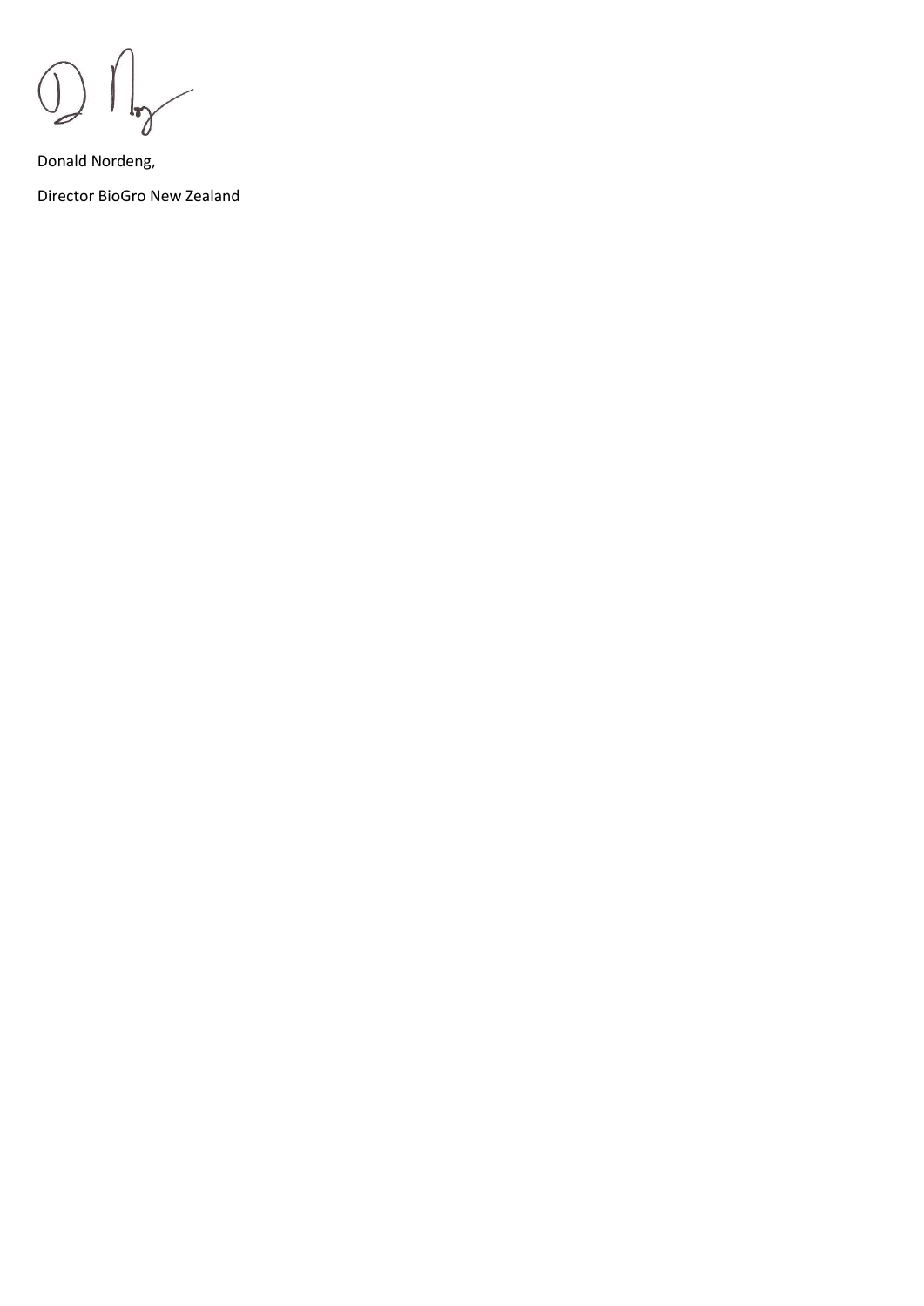Donald Nordeng,

Director BioGro New Zealand